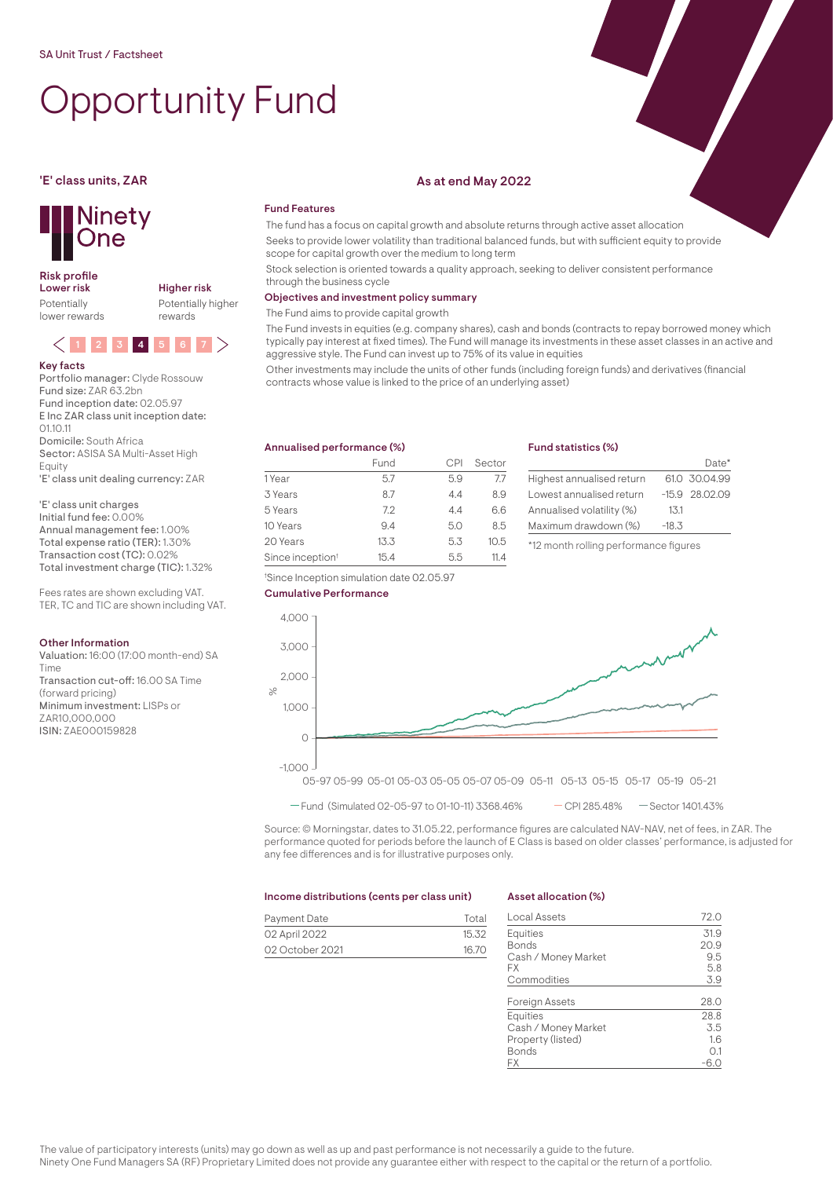SA Unit Trust / Factsheet

# Opportunity Fund

'E' class units, ZAR

As at end May 2022

Ninety One

**Risk profile**

| Lower risk | Higher risk |
| --- | --- |
| Potentially lower rewards | Potentially higher rewards |

1 2 3 **4** 5 6 7

### Key facts

**Portfolio manager:** Clyde Rossouw
**Fund size:** ZAR 63.2bn
**Fund inception date:** 02.05.97
**E Inc ZAR class unit inception date:** 01.10.11
**Domicile:** South Africa
**Sector:** ASISA SA Multi-Asset High Equity
**'E' class unit dealing currency:** ZAR

**'E' class unit charges**
**Initial fund fee:** 0.00%
**Annual management fee:** 1.00%
**Total expense ratio (TER):** 1.30%
**Transaction cost (TC):** 0.02%
**Total investment charge (TIC):** 1.32%

Fees rates are shown excluding VAT.
TER, TC and TIC are shown including VAT.

### Other Information

**Valuation:** 16:00 (17:00 month-end) SA Time
**Transaction cut-off:** 16.00 SA Time (forward pricing)
**Minimum investment:** LISPs or ZAR10,000,000
**ISIN:** ZAE000159828

### Fund Features

The fund has a focus on capital growth and absolute returns through active asset allocation

Seeks to provide lower volatility than traditional balanced funds, but with sufficient equity to provide scope for capital growth over the medium to long term

Stock selection is oriented towards a quality approach, seeking to deliver consistent performance through the business cycle

### Objectives and investment policy summary

The Fund aims to provide capital growth

The Fund invests in equities (e.g. company shares), cash and bonds (contracts to repay borrowed money which typically pay interest at fixed times). The Fund will manage its investments in these asset classes in an active and aggressive style. The Fund can invest up to 75% of its value in equities

Other investments may include the units of other funds (including foreign funds) and derivatives (financial contracts whose value is linked to the price of an underlying asset)

### Annualised performance (%)

| | Fund | CPI | Sector |
| --- | --- | --- | --- |
| 1 Year | 5.7 | 5.9 | 7.7 |
| 3 Years | 8.7 | 4.4 | 8.9 |
| 5 Years | 7.2 | 4.4 | 6.6 |
| 10 Years | 9.4 | 5.0 | 8.5 |
| 20 Years | 13.3 | 5.3 | 10.5 |
| Since inception[†] | 15.4 | 5.5 | 11.4 |

[†]Since Inception simulation date 02.05.97

### Fund statistics (%)

| | | Date* |
| --- | --- | --- |
| Highest annualised return | 61.0 | 30.04.99 |
| Lowest annualised return | -15.9 | 28.02.09 |
| Annualised volatility (%) | 13.1 | |
| Maximum drawdown (%) | -18.3 | |

*12 month rolling performance figures

### Cumulative Performance

— Fund (Simulated 02-05-97 to 01-10-11) 3368.46% — CPI 285.48% — Sector 1401.43%

Source: © Morningstar, dates to 31.05.22, performance figures are calculated NAV-NAV, net of fees, in ZAR. The performance quoted for periods before the launch of E Class is based on older classes' performance, is adjusted for any fee differences and is for illustrative purposes only.

### Income distributions (cents per class unit)

| Payment Date | Total |
| --- | --- |
| 02 April 2022 | 15.32 |
| 02 October 2021 | 16.70 |

### Asset allocation (%)

| Local Assets | 72.0 |
| --- | --- |
| Equities | 31.9 |
| Bonds | 20.9 |
| Cash / Money Market | 9.5 |
| FX | 5.8 |
| Commodities | 3.9 |
| **Foreign Assets** | **28.0** |
| Equities | 28.8 |
| Cash / Money Market | 3.5 |
| Property (listed) | 1.6 |
| Bonds | 0.1 |
| FX | -6.0 |

The value of participatory interests (units) may go down as well as up and past performance is not necessarily a guide to the future.
Ninety One Fund Managers SA (RF) Proprietary Limited does not provide any guarantee either with respect to the capital or the return of a portfolio.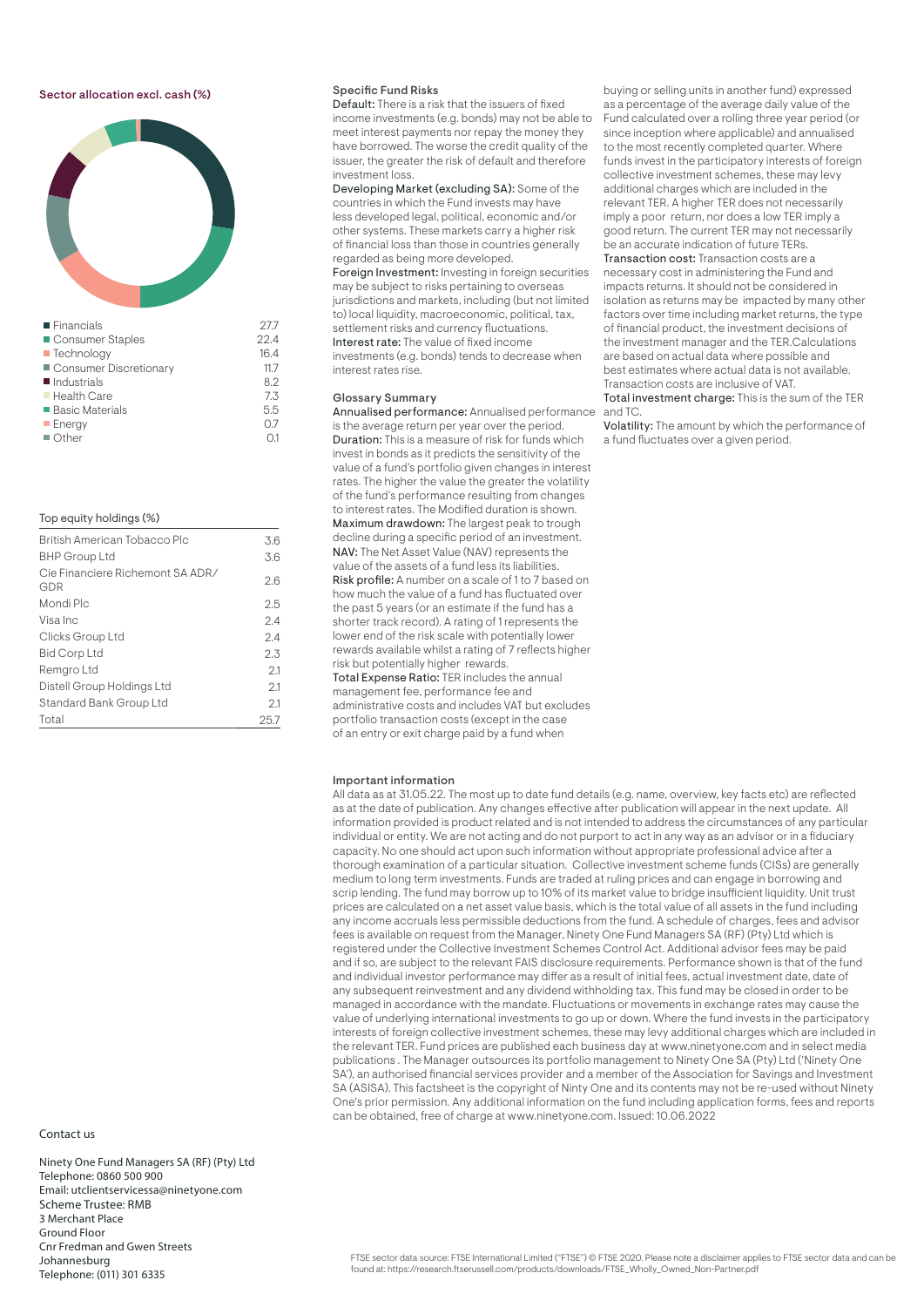## Sector allocation excl. cash (%)

Financials 27.7
Consumer Staples 22.4
Technology 16.4
Consumer Discretionary 11.7
Industrials 8.2
Health Care 7.3
Basic Materials 5.5
Energy 0.7
Other 0.1

## Top equity holdings (%)

| | |
|---|---|
| British American Tobacco Plc | 3.6 |
| BHP Group Ltd | 3.6 |
| Cie Financiere Richemont SA ADR/ GDR | 2.6 |
| Mondi Plc | 2.5 |
| Visa Inc | 2.4 |
| Clicks Group Ltd | 2.4 |
| Bid Corp Ltd | 2.3 |
| Remgro Ltd | 2.1 |
| Distell Group Holdings Ltd | 2.1 |
| Standard Bank Group Ltd | 2.1 |
| Total | 25.7 |

## Specific Fund Risks

**Default:** There is a risk that the issuers of fixed income investments (e.g. bonds) may not be able to meet interest payments nor repay the money they have borrowed. The worse the credit quality of the issuer, the greater the risk of default and therefore investment loss.

**Developing Market (excluding SA):** Some of the countries in which the Fund invests may have less developed legal, political, economic and/or other systems. These markets carry a higher risk of financial loss than those in countries generally regarded as being more developed.

**Foreign Investment:** Investing in foreign securities may be subject to risks pertaining to overseas jurisdictions and markets, including (but not limited to) local liquidity, macroeconomic, political, tax, settlement risks and currency fluctuations.

**Interest rate:** The value of fixed income investments (e.g. bonds) tends to decrease when interest rates rise.

## Glossary Summary

**Annualised performance:** Annualised performance is the average return per year over the period.

**Duration:** This is a measure of risk for funds which invest in bonds as it predicts the sensitivity of the value of a fund's portfolio given changes in interest rates. The higher the value the greater the volatility of the fund's performance resulting from changes to interest rates. The Modified duration is shown.

**Maximum drawdown:** The largest peak to trough decline during a specific period of an investment.

**NAV:** The Net Asset Value (NAV) represents the value of the assets of a fund less its liabilities.

**Risk profile:** A number on a scale of 1 to 7 based on how much the value of a fund has fluctuated over the past 5 years (or an estimate if the fund has a shorter track record). A rating of 1 represents the lower end of the risk scale with potentially lower rewards available whilst a rating of 7 reflects higher risk but potentially higher rewards.

**Total Expense Ratio:** TER includes the annual management fee, performance fee and administrative costs and includes VAT but excludes portfolio transaction costs (except in the case of an entry or exit charge paid by a fund when buying or selling units in another fund) expressed as a percentage of the average daily value of the Fund calculated over a rolling three year period (or since inception where applicable) and annualised to the most recently completed quarter. Where funds invest in the participatory interests of foreign collective investment schemes, these may levy additional charges which are included in the relevant TER. A higher TER does not necessarily imply a poor return, nor does a low TER imply a good return. The current TER may not necessarily be an accurate indication of future TERs.

**Transaction cost:** Transaction costs are a necessary cost in administering the Fund and impacts returns. It should not be considered in isolation as returns may be impacted by many other factors over time including market returns, the type of financial product, the investment decisions of the investment manager and the TER.Calculations are based on actual data where possible and best estimates where actual data is not available. Transaction costs are inclusive of VAT.

**Total investment charge:** This is the sum of the TER and TC.

**Volatility:** The amount by which the performance of a fund fluctuates over a given period.

## Important information

All data as at 31.05.22. The most up to date fund details (e.g. name, overview, key facts etc) are reflected as at the date of publication. Any changes effective after publication will appear in the next update. All information provided is product related and is not intended to address the circumstances of any particular individual or entity. We are not acting and do not purport to act in any way as an advisor or in a fiduciary capacity. No one should act upon such information without appropriate professional advice after a thorough examination of a particular situation. Collective investment scheme funds (CISs) are generally medium to long term investments. Funds are traded at ruling prices and can engage in borrowing and scrip lending. The fund may borrow up to 10% of its market value to bridge insufficient liquidity. Unit trust prices are calculated on a net asset value basis, which is the total value of all assets in the fund including any income accruals less permissible deductions from the fund. A schedule of charges, fees and advisor fees is available on request from the Manager, Ninety One Fund Managers SA (RF) (Pty) Ltd which is registered under the Collective Investment Schemes Control Act. Additional advisor fees may be paid and if so, are subject to the relevant FAIS disclosure requirements. Performance shown is that of the fund and individual investor performance may differ as a result of initial fees, actual investment date, date of any subsequent reinvestment and any dividend withholding tax. This fund may be closed in order to be managed in accordance with the mandate. Fluctuations or movements in exchange rates may cause the value of underlying international investments to go up or down. Where the fund invests in the participatory interests of foreign collective investment schemes, these may levy additional charges which are included in the relevant TER. Fund prices are published each business day at www.ninetyone.com and in select media publications . The Manager outsources its portfolio management to Ninety One SA (Pty) Ltd ('Ninety One SA'), an authorised financial services provider and a member of the Association for Savings and Investment SA (ASISA). This factsheet is the copyright of Ninty One and its contents may not be re-used without Ninety One's prior permission. Any additional information on the fund including application forms, fees and reports can be obtained, free of charge at www.ninetyone.com. Issued: 10.06.2022

## Contact us

Ninety One Fund Managers SA (RF) (Pty) Ltd
Telephone: 0860 500 900
Email: utclientservicessa@ninetyone.com
Scheme Trustee: RMB
3 Merchant Place
Ground Floor
Cnr Fredman and Gwen Streets
Johannesburg
Telephone: (011) 301 6335

FTSE sector data source: FTSE International Limited ("FTSE") © FTSE 2020. Please note a disclaimer applies to FTSE sector data and can be found at: https://research.ftserussell.com/products/downloads/FTSE_Wholly_Owned_Non-Partner.pdf